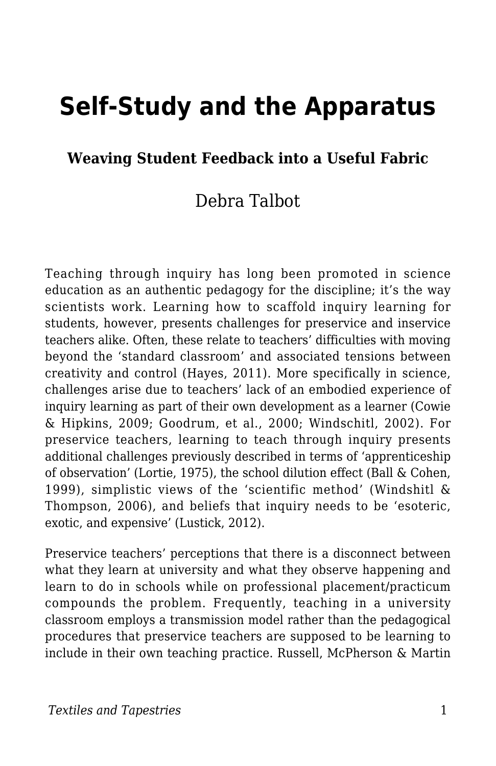# Self-Study and the Apparatus

### Weaving Student Feedback into a Useful Fabric

Debra Talbot

Teaching through inquiry has long been promoted in science education as an authentic pedagogy for the discipline; it's the way scientists work. Learning how to scaffold inquiry learning for students, however, presents challenges for preservice and inservice teachers alike. Often, these relate to teachers' difficulties with moving beyond the 'standard classroom' and associated tensions between creativity and control (Hayes, 2011). More specifically in science, challenges arise due to teachers' lack of an embodied experience of inquiry learning as part of their own development as a learner (Cowie & Hipkins, 2009; Goodrum, et al., 2000; Windschitl, 2002). For preservice teachers, learning to teach through inquiry presents additional challenges previously described in terms of 'apprenticeship of observation' (Lortie, 1975), the school dilution effect (Ball & Cohen, 1999), simplistic views of the 'scientific method' (Windshitl & Thompson, 2006), and beliefs that inquiry needs to be 'esoteric, exotic, and expensive' (Lustick, 2012).

Preservice teachers' perceptions that there is a disconnect between what they learn at university and what they observe happening and learn to do in schools while on professional placement/practicum compounds the problem. Frequently, teaching in a university classroom employs a transmission model rather than the pedagogical procedures that preservice teachers are supposed to be learning to include in their own teaching practice. Russell, McPherson & Martin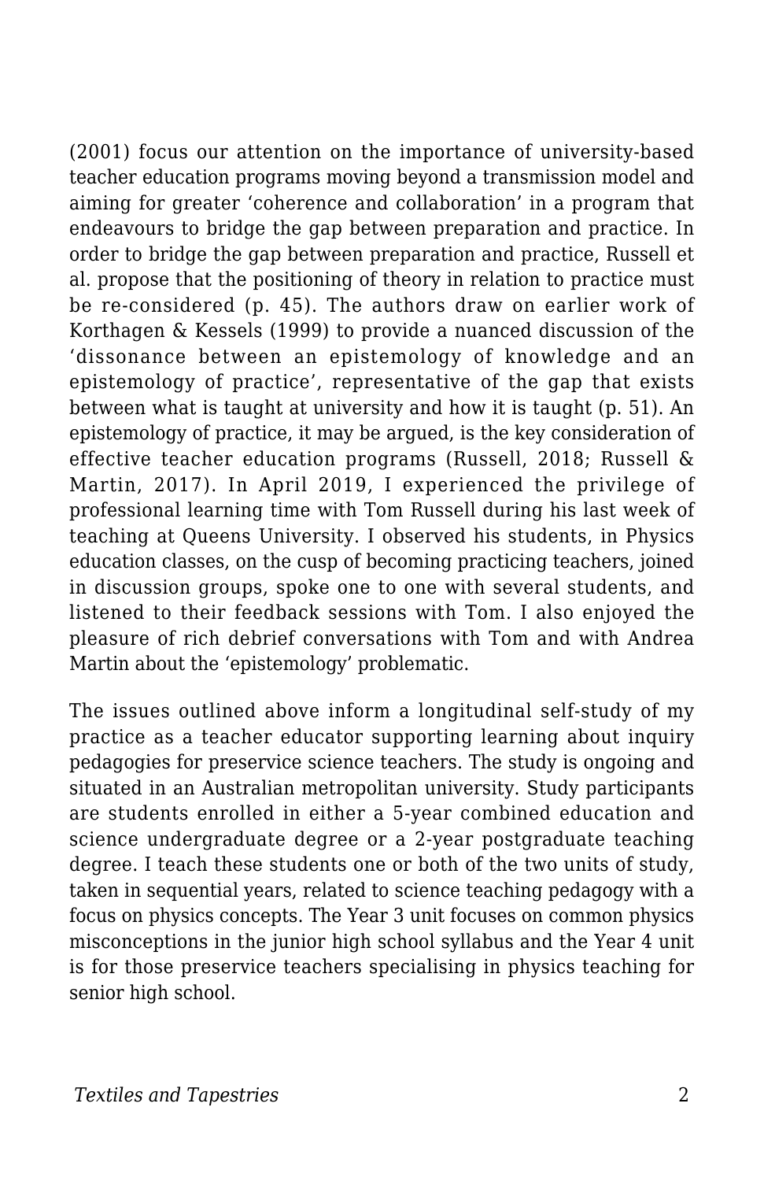(2001) focus our attention on the importance of university-based teacher education programs moving beyond a transmission model and aiming for greater 'coherence and collaboration' in a program that endeavours to bridge the gap between preparation and practice. In order to bridge the gap between preparation and practice, Russell et al. propose that the positioning of theory in relation to practice must be re-considered (p. 45). The authors draw on earlier work of Korthagen & Kessels (1999) to provide a nuanced discussion of the 'dissonance between an epistemology of knowledge and an epistemology of practice', representative of the gap that exists between what is taught at university and how it is taught (p. 51). An epistemology of practice, it may be argued, is the key consideration of effective teacher education programs (Russell, 2018; Russell & Martin, 2017). In April 2019, I experienced the privilege of professional learning time with Tom Russell during his last week of teaching at Queens University. I observed his students, in Physics education classes, on the cusp of becoming practicing teachers, joined in discussion groups, spoke one to one with several students, and listened to their feedback sessions with Tom. I also enjoyed the pleasure of rich debrief conversations with Tom and with Andrea Martin about the 'epistemology' problematic.

The issues outlined above inform a longitudinal self-study of my practice as a teacher educator supporting learning about inquiry pedagogies for preservice science teachers. The study is ongoing and situated in an Australian metropolitan university. Study participants are students enrolled in either a 5-year combined education and science undergraduate degree or a 2-year postgraduate teaching degree. I teach these students one or both of the two units of study, taken in sequential years, related to science teaching pedagogy with a focus on physics concepts. The Year 3 unit focuses on common physics misconceptions in the junior high school syllabus and the Year 4 unit is for those preservice teachers specialising in physics teaching for senior high school.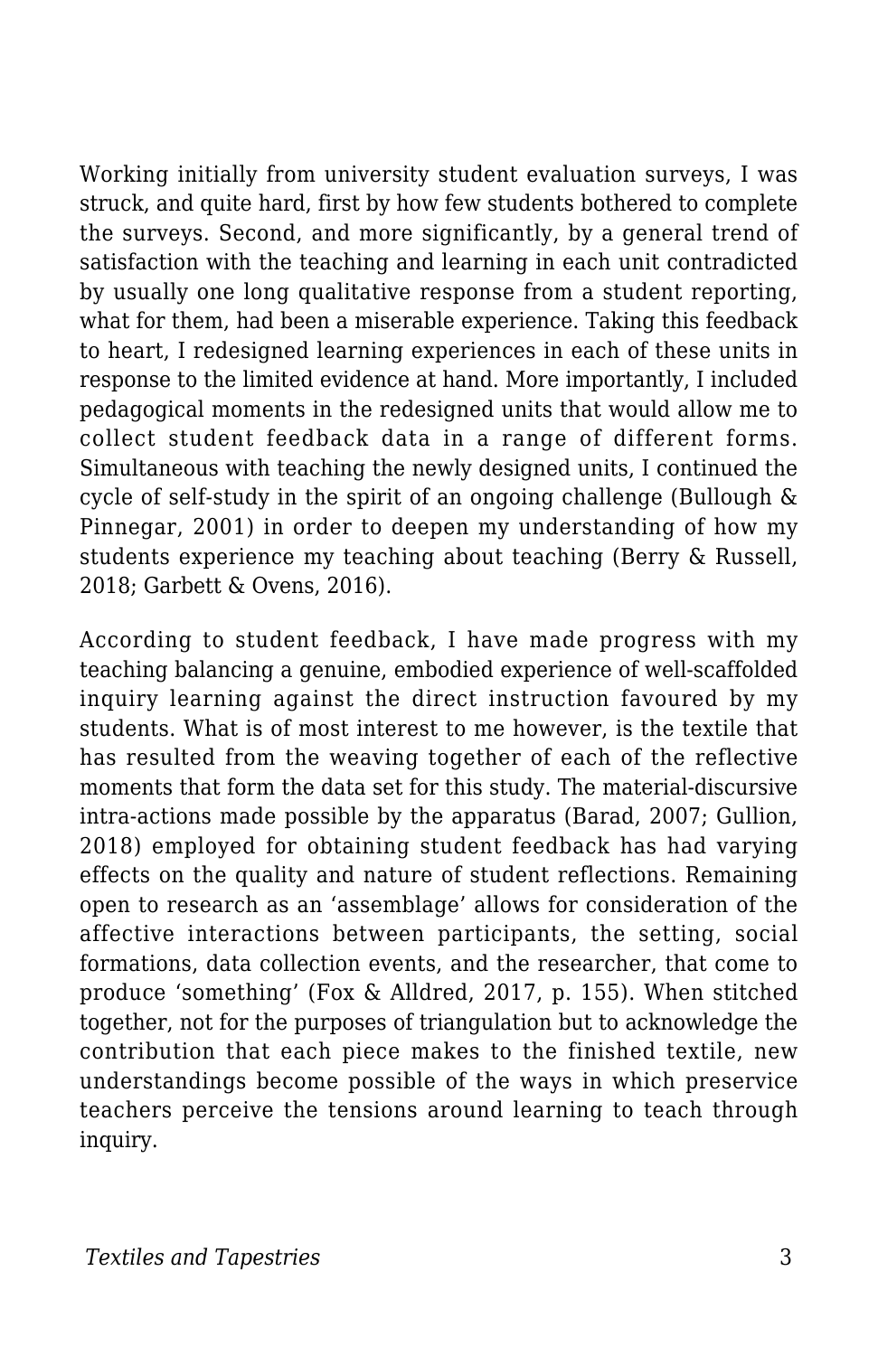Working initially from university student evaluation surveys, I was struck, and quite hard, first by how few students bothered to complete the surveys. Second, and more significantly, by a general trend of satisfaction with the teaching and learning in each unit contradicted by usually one long qualitative response from a student reporting, what for them, had been a miserable experience. Taking this feedback to heart, I redesigned learning experiences in each of these units in response to the limited evidence at hand. More importantly, I included pedagogical moments in the redesigned units that would allow me to collect student feedback data in a range of different forms. Simultaneous with teaching the newly designed units, I continued the cycle of self-study in the spirit of an ongoing challenge (Bullough & Pinnegar, 2001) in order to deepen my understanding of how my students experience my teaching about teaching (Berry & Russell, 2018; Garbett & Ovens, 2016).

According to student feedback, I have made progress with my teaching balancing a genuine, embodied experience of well-scaffolded inquiry learning against the direct instruction favoured by my students. What is of most interest to me however, is the textile that has resulted from the weaving together of each of the reflective moments that form the data set for this study. The material-discursive intra-actions made possible by the apparatus (Barad, 2007; Gullion, 2018) employed for obtaining student feedback has had varying effects on the quality and nature of student reflections. Remaining open to research as an 'assemblage' allows for consideration of the affective interactions between participants, the setting, social formations, data collection events, and the researcher, that come to produce 'something' (Fox & Alldred, 2017, p. 155). When stitched together, not for the purposes of triangulation but to acknowledge the contribution that each piece makes to the finished textile, new understandings become possible of the ways in which preservice teachers perceive the tensions around learning to teach through inquiry.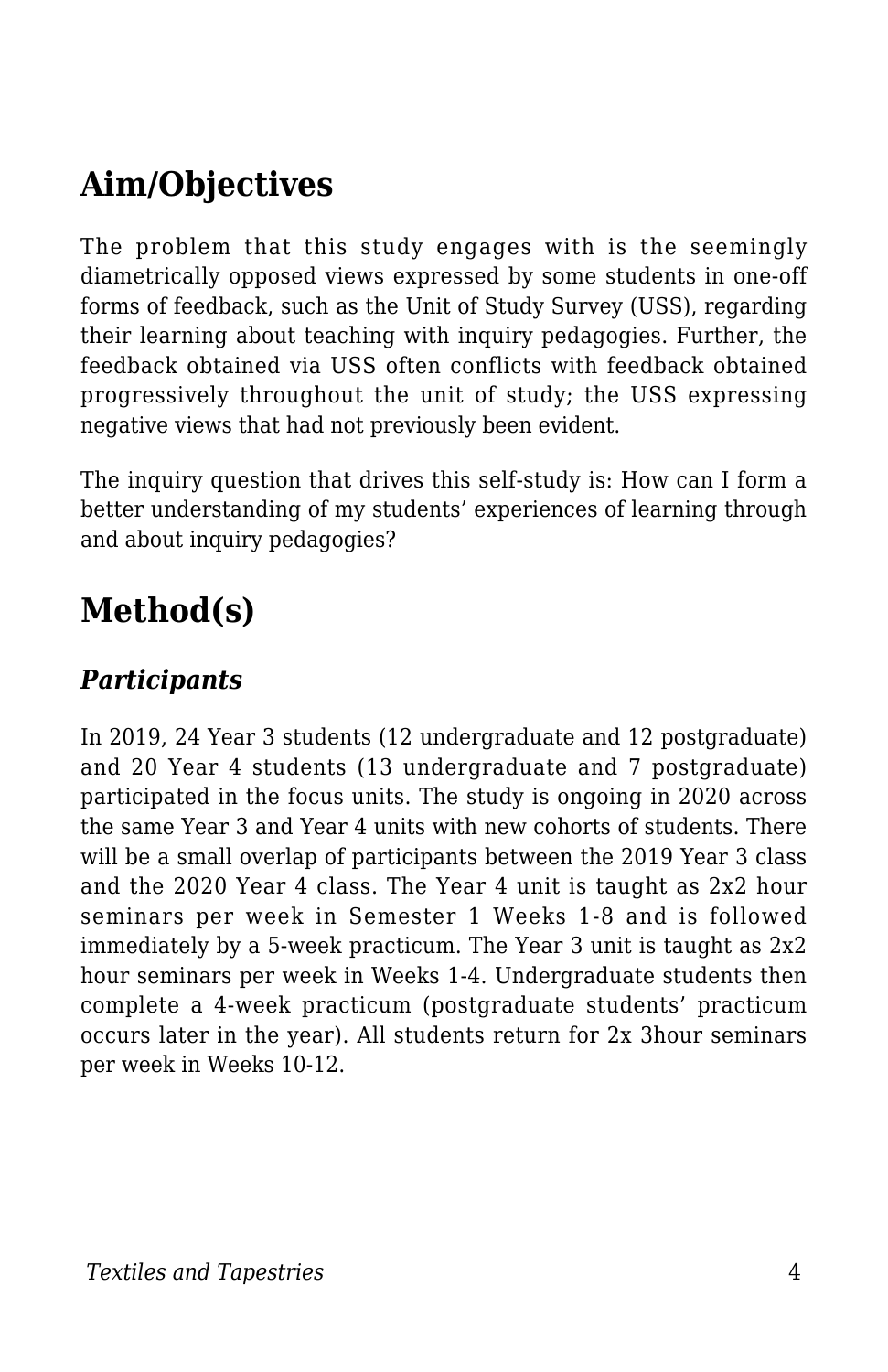## Aim/Objectives

The problem that this study engages with is the seemingly diametrically opposed views expressed by some students in one-off forms of feedback, such as the Unit of Study Survey (USS), regarding their learning about teaching with inquiry pedagogies. Further, the feedback obtained via USS often conflicts with feedback obtained progressively throughout the unit of study; the USS expressing negative views that had not previously been evident.

The inquiry question that drives this self-study is: How can I form a better understanding of my students' experiences of learning through and about inquiry pedagogies?

## Method(s)

### *Participants*

In 2019, 24 Year 3 students (12 undergraduate and 12 postgraduate) and 20 Year 4 students (13 undergraduate and 7 postgraduate) participated in the focus units. The study is ongoing in 2020 across the same Year 3 and Year 4 units with new cohorts of students. There will be a small overlap of participants between the 2019 Year 3 class and the 2020 Year 4 class. The Year 4 unit is taught as 2x2 hour seminars per week in Semester 1 Weeks 1-8 and is followed immediately by a 5-week practicum. The Year 3 unit is taught as 2x2 hour seminars per week in Weeks 1-4. Undergraduate students then complete a 4-week practicum (postgraduate students' practicum occurs later in the year). All students return for 2x 3hour seminars per week in Weeks 10-12.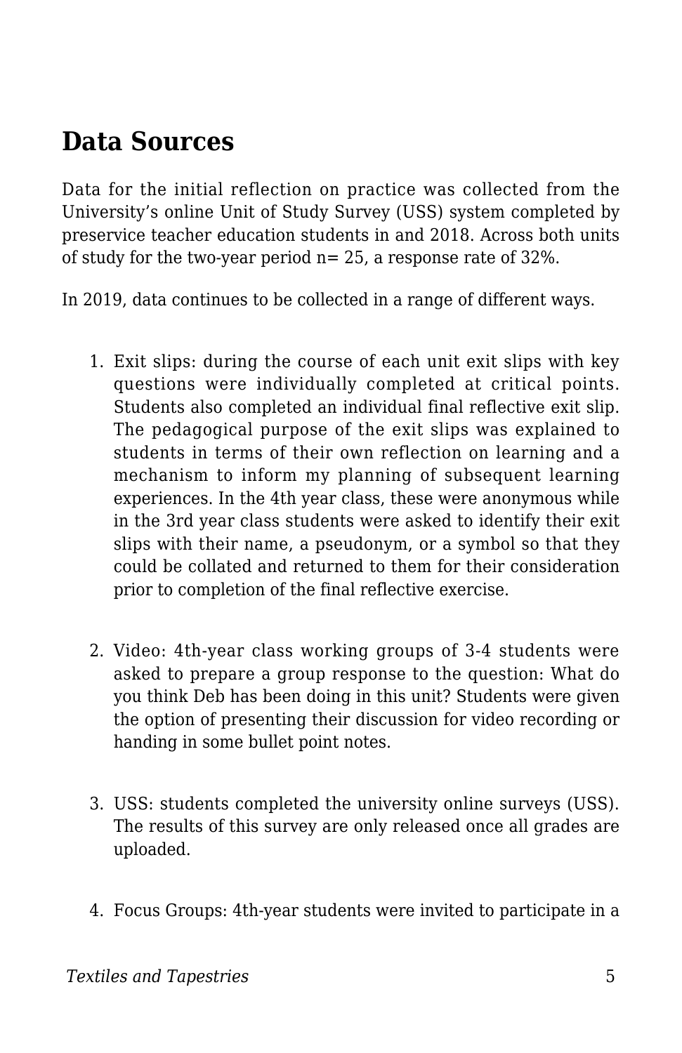## Data Sources

Data for the initial reflection on practice was collected from the University's online Unit of Study Survey (USS) system completed by preservice teacher education students in and 2018. Across both units of study for the two-year period n= 25, a response rate of 32%.

In 2019, data continues to be collected in a range of different ways.

1. Exit slips: during the course of each unit exit slips with key questions were individually completed at critical points. Students also completed an individual final reflective exit slip. The pedagogical purpose of the exit slips was explained to students in terms of their own reflection on learning and a mechanism to inform my planning of subsequent learning experiences. In the 4th year class, these were anonymous while in the 3rd year class students were asked to identify their exit slips with their name, a pseudonym, or a symbol so that they could be collated and returned to them for their consideration prior to completion of the final reflective exercise.

2. Video: 4th-year class working groups of 3-4 students were asked to prepare a group response to the question: What do you think Deb has been doing in this unit? Students were given the option of presenting their discussion for video recording or handing in some bullet point notes.

3. USS: students completed the university online surveys (USS). The results of this survey are only released once all grades are uploaded.

4. Focus Groups: 4th-year students were invited to participate in a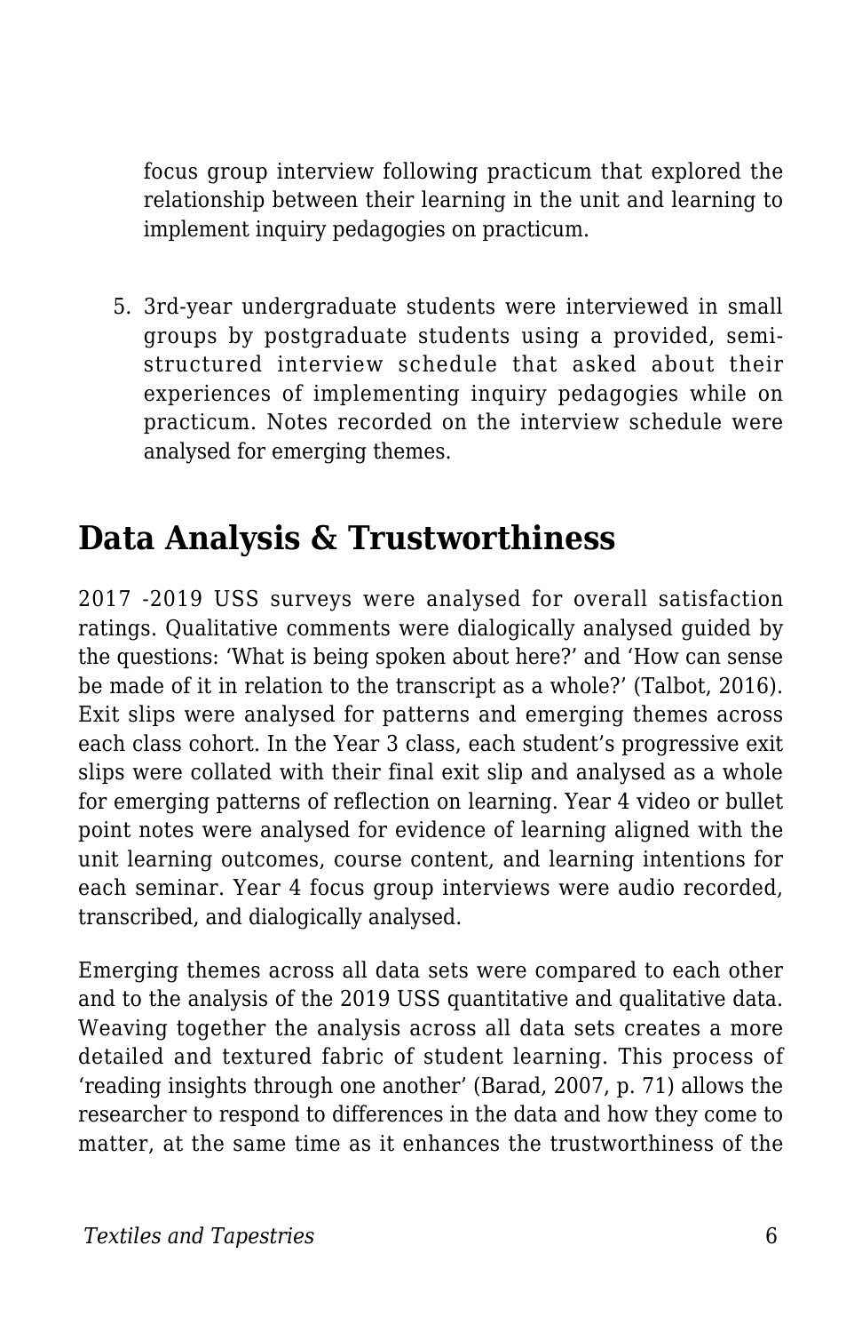focus group interview following practicum that explored the relationship between their learning in the unit and learning to implement inquiry pedagogies on practicum.

5. 3rd-year undergraduate students were interviewed in small groups by postgraduate students using a provided, semi-structured interview schedule that asked about their experiences of implementing inquiry pedagogies while on practicum. Notes recorded on the interview schedule were analysed for emerging themes.

## Data Analysis & Trustworthiness

2017 -2019 USS surveys were analysed for overall satisfaction ratings. Qualitative comments were dialogically analysed guided by the questions: 'What is being spoken about here?' and 'How can sense be made of it in relation to the transcript as a whole?' (Talbot, 2016). Exit slips were analysed for patterns and emerging themes across each class cohort. In the Year 3 class, each student's progressive exit slips were collated with their final exit slip and analysed as a whole for emerging patterns of reflection on learning. Year 4 video or bullet point notes were analysed for evidence of learning aligned with the unit learning outcomes, course content, and learning intentions for each seminar. Year 4 focus group interviews were audio recorded, transcribed, and dialogically analysed.

Emerging themes across all data sets were compared to each other and to the analysis of the 2019 USS quantitative and qualitative data. Weaving together the analysis across all data sets creates a more detailed and textured fabric of student learning. This process of 'reading insights through one another' (Barad, 2007, p. 71) allows the researcher to respond to differences in the data and how they come to matter, at the same time as it enhances the trustworthiness of the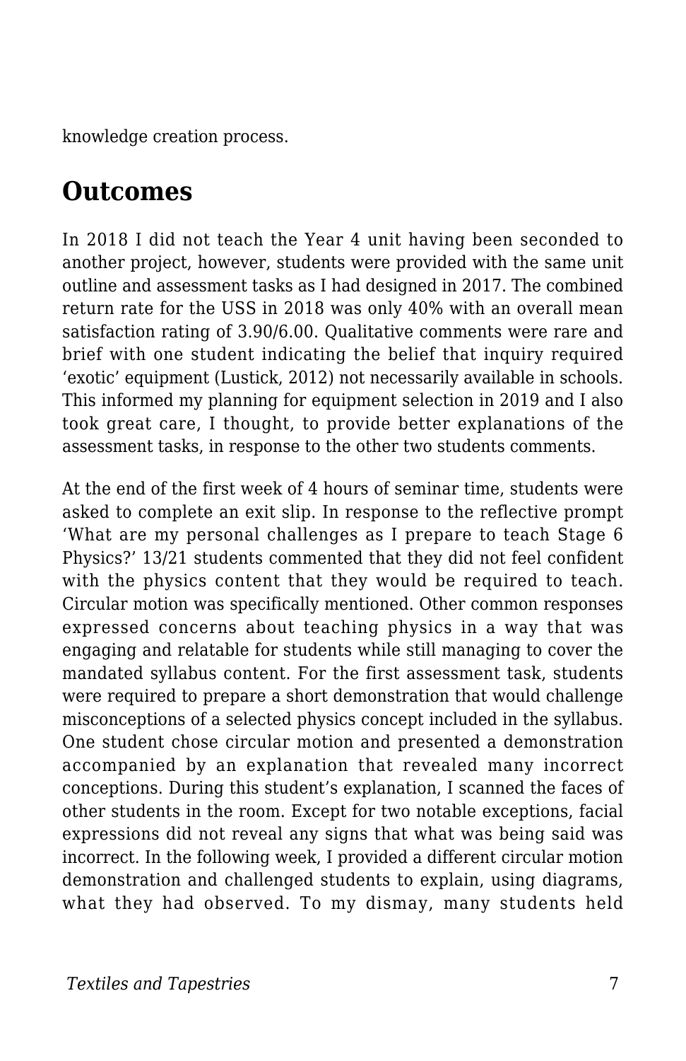knowledge creation process.

## Outcomes

In 2018 I did not teach the Year 4 unit having been seconded to another project, however, students were provided with the same unit outline and assessment tasks as I had designed in 2017. The combined return rate for the USS in 2018 was only 40% with an overall mean satisfaction rating of 3.90/6.00. Qualitative comments were rare and brief with one student indicating the belief that inquiry required 'exotic' equipment (Lustick, 2012) not necessarily available in schools. This informed my planning for equipment selection in 2019 and I also took great care, I thought, to provide better explanations of the assessment tasks, in response to the other two students comments.

At the end of the first week of 4 hours of seminar time, students were asked to complete an exit slip. In response to the reflective prompt 'What are my personal challenges as I prepare to teach Stage 6 Physics?' 13/21 students commented that they did not feel confident with the physics content that they would be required to teach. Circular motion was specifically mentioned. Other common responses expressed concerns about teaching physics in a way that was engaging and relatable for students while still managing to cover the mandated syllabus content. For the first assessment task, students were required to prepare a short demonstration that would challenge misconceptions of a selected physics concept included in the syllabus. One student chose circular motion and presented a demonstration accompanied by an explanation that revealed many incorrect conceptions. During this student's explanation, I scanned the faces of other students in the room. Except for two notable exceptions, facial expressions did not reveal any signs that what was being said was incorrect. In the following week, I provided a different circular motion demonstration and challenged students to explain, using diagrams, what they had observed. To my dismay, many students held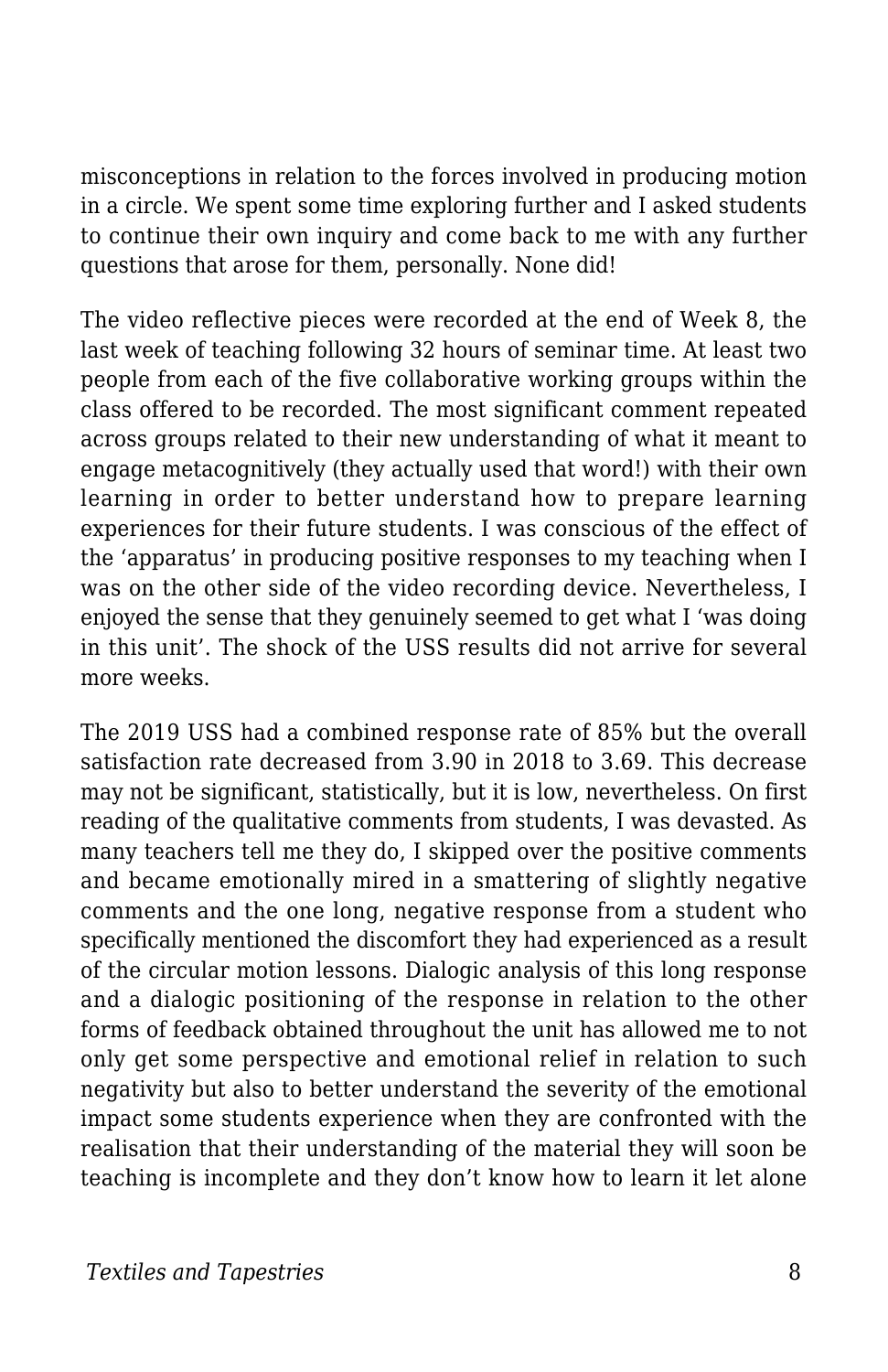misconceptions in relation to the forces involved in producing motion in a circle. We spent some time exploring further and I asked students to continue their own inquiry and come back to me with any further questions that arose for them, personally. None did!

The video reflective pieces were recorded at the end of Week 8, the last week of teaching following 32 hours of seminar time. At least two people from each of the five collaborative working groups within the class offered to be recorded. The most significant comment repeated across groups related to their new understanding of what it meant to engage metacognitively (they actually used that word!) with their own learning in order to better understand how to prepare learning experiences for their future students. I was conscious of the effect of the 'apparatus' in producing positive responses to my teaching when I was on the other side of the video recording device. Nevertheless, I enjoyed the sense that they genuinely seemed to get what I 'was doing in this unit'. The shock of the USS results did not arrive for several more weeks.

The 2019 USS had a combined response rate of 85% but the overall satisfaction rate decreased from 3.90 in 2018 to 3.69. This decrease may not be significant, statistically, but it is low, nevertheless. On first reading of the qualitative comments from students, I was devasted. As many teachers tell me they do, I skipped over the positive comments and became emotionally mired in a smattering of slightly negative comments and the one long, negative response from a student who specifically mentioned the discomfort they had experienced as a result of the circular motion lessons. Dialogic analysis of this long response and a dialogic positioning of the response in relation to the other forms of feedback obtained throughout the unit has allowed me to not only get some perspective and emotional relief in relation to such negativity but also to better understand the severity of the emotional impact some students experience when they are confronted with the realisation that their understanding of the material they will soon be teaching is incomplete and they don't know how to learn it let alone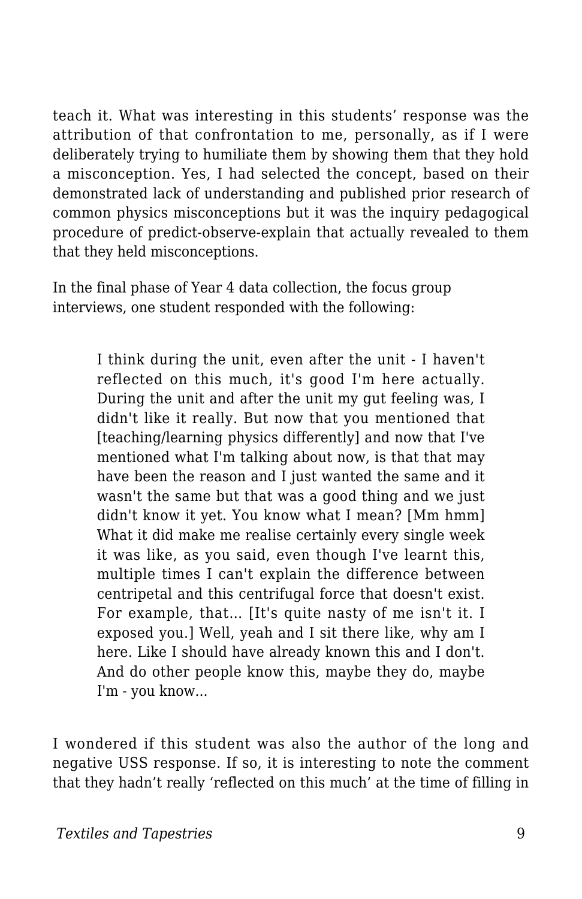teach it. What was interesting in this students' response was the attribution of that confrontation to me, personally, as if I were deliberately trying to humiliate them by showing them that they hold a misconception. Yes, I had selected the concept, based on their demonstrated lack of understanding and published prior research of common physics misconceptions but it was the inquiry pedagogical procedure of predict-observe-explain that actually revealed to them that they held misconceptions.

In the final phase of Year 4 data collection, the focus group interviews, one student responded with the following:

> I think during the unit, even after the unit - I haven't reflected on this much, it's good I'm here actually. During the unit and after the unit my gut feeling was, I didn't like it really. But now that you mentioned that [teaching/learning physics differently] and now that I've mentioned what I'm talking about now, is that that may have been the reason and I just wanted the same and it wasn't the same but that was a good thing and we just didn't know it yet. You know what I mean? [Mm hmm] What it did make me realise certainly every single week it was like, as you said, even though I've learnt this, multiple times I can't explain the difference between centripetal and this centrifugal force that doesn't exist. For example, that... [It's quite nasty of me isn't it. I exposed you.] Well, yeah and I sit there like, why am I here. Like I should have already known this and I don't. And do other people know this, maybe they do, maybe I'm - you know...

I wondered if this student was also the author of the long and negative USS response. If so, it is interesting to note the comment that they hadn't really 'reflected on this much' at the time of filling in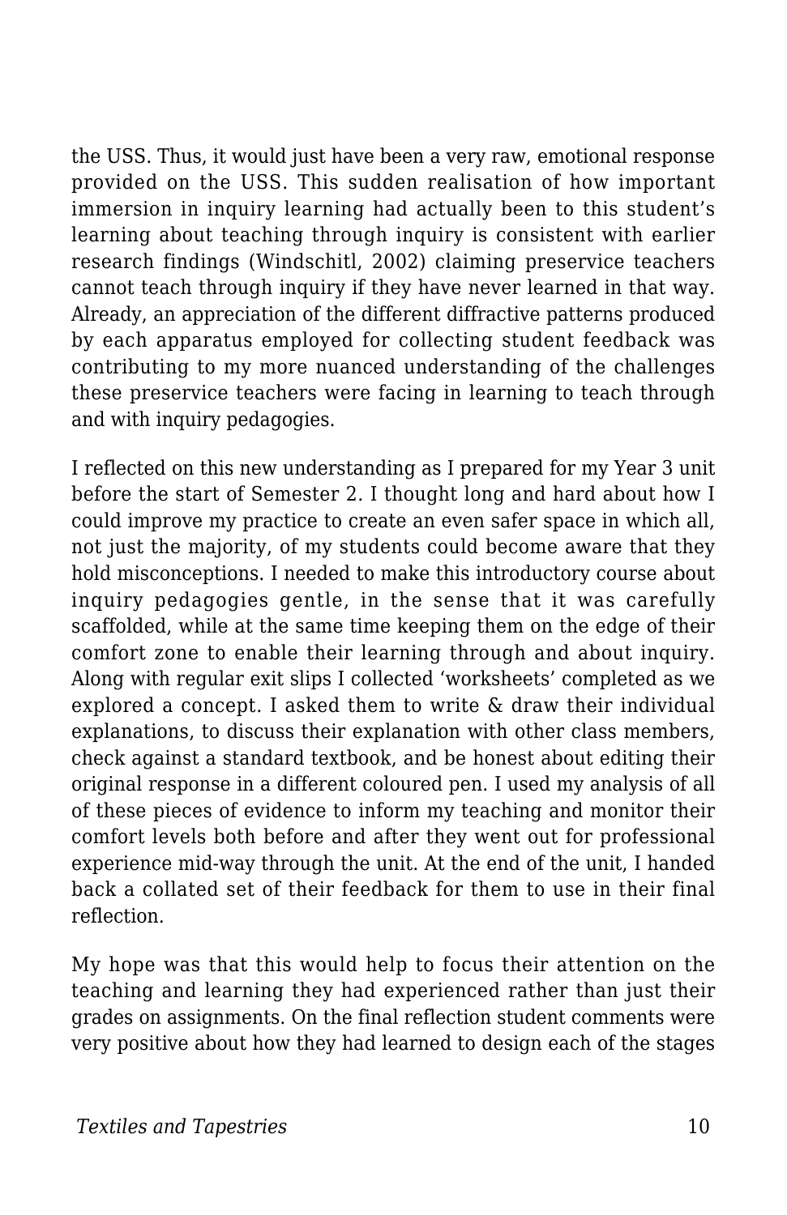the USS. Thus, it would just have been a very raw, emotional response provided on the USS. This sudden realisation of how important immersion in inquiry learning had actually been to this student's learning about teaching through inquiry is consistent with earlier research findings (Windschitl, 2002) claiming preservice teachers cannot teach through inquiry if they have never learned in that way. Already, an appreciation of the different diffractive patterns produced by each apparatus employed for collecting student feedback was contributing to my more nuanced understanding of the challenges these preservice teachers were facing in learning to teach through and with inquiry pedagogies.

I reflected on this new understanding as I prepared for my Year 3 unit before the start of Semester 2. I thought long and hard about how I could improve my practice to create an even safer space in which all, not just the majority, of my students could become aware that they hold misconceptions. I needed to make this introductory course about inquiry pedagogies gentle, in the sense that it was carefully scaffolded, while at the same time keeping them on the edge of their comfort zone to enable their learning through and about inquiry. Along with regular exit slips I collected 'worksheets' completed as we explored a concept. I asked them to write & draw their individual explanations, to discuss their explanation with other class members, check against a standard textbook, and be honest about editing their original response in a different coloured pen. I used my analysis of all of these pieces of evidence to inform my teaching and monitor their comfort levels both before and after they went out for professional experience mid-way through the unit. At the end of the unit, I handed back a collated set of their feedback for them to use in their final reflection.

My hope was that this would help to focus their attention on the teaching and learning they had experienced rather than just their grades on assignments. On the final reflection student comments were very positive about how they had learned to design each of the stages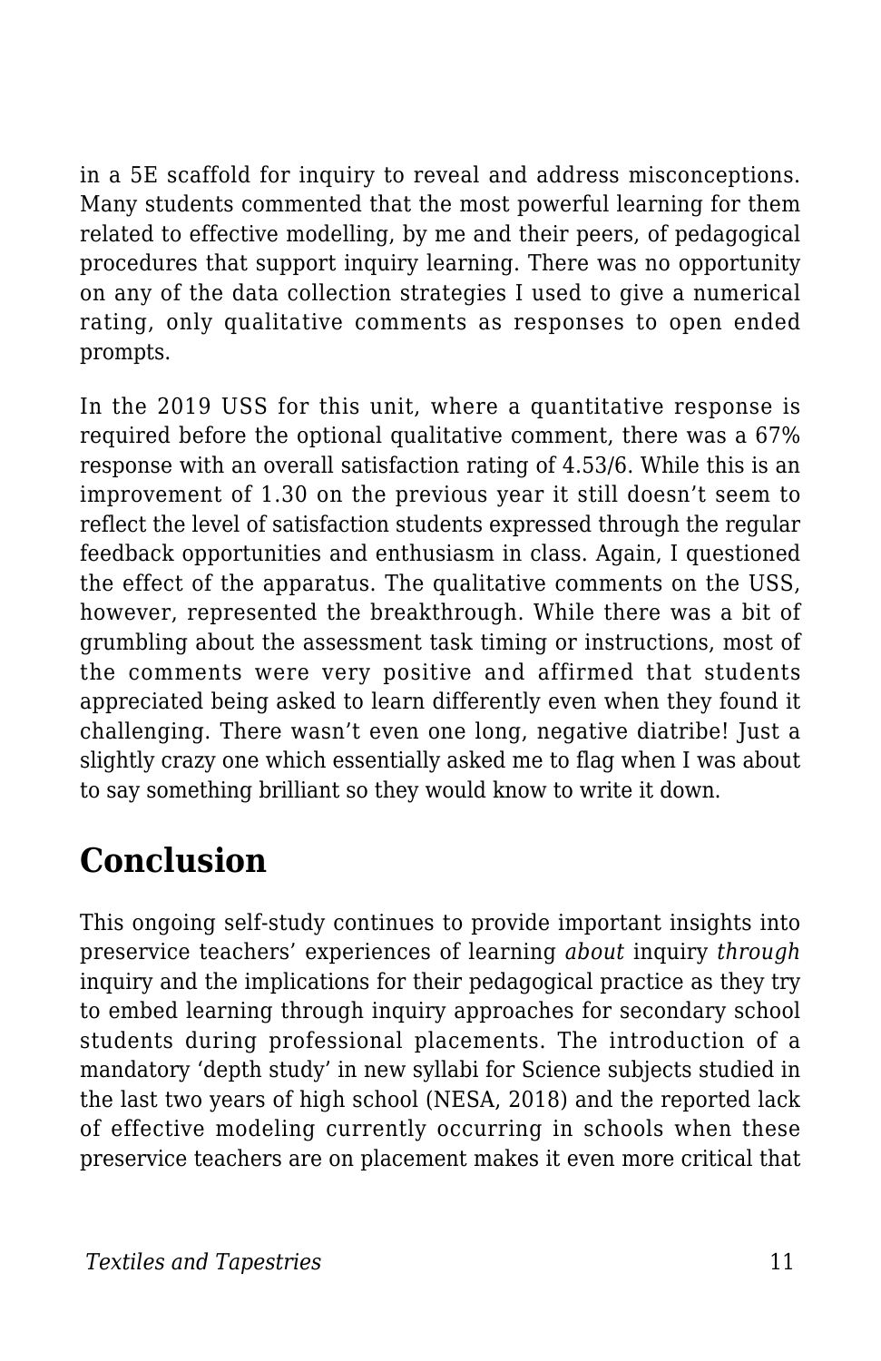in a 5E scaffold for inquiry to reveal and address misconceptions. Many students commented that the most powerful learning for them related to effective modelling, by me and their peers, of pedagogical procedures that support inquiry learning. There was no opportunity on any of the data collection strategies I used to give a numerical rating, only qualitative comments as responses to open ended prompts.

In the 2019 USS for this unit, where a quantitative response is required before the optional qualitative comment, there was a 67% response with an overall satisfaction rating of 4.53/6. While this is an improvement of 1.30 on the previous year it still doesn't seem to reflect the level of satisfaction students expressed through the regular feedback opportunities and enthusiasm in class. Again, I questioned the effect of the apparatus. The qualitative comments on the USS, however, represented the breakthrough. While there was a bit of grumbling about the assessment task timing or instructions, most of the comments were very positive and affirmed that students appreciated being asked to learn differently even when they found it challenging. There wasn't even one long, negative diatribe! Just a slightly crazy one which essentially asked me to flag when I was about to say something brilliant so they would know to write it down.

## Conclusion

This ongoing self-study continues to provide important insights into preservice teachers' experiences of learning *about* inquiry *through* inquiry and the implications for their pedagogical practice as they try to embed learning through inquiry approaches for secondary school students during professional placements. The introduction of a mandatory 'depth study' in new syllabi for Science subjects studied in the last two years of high school (NESA, 2018) and the reported lack of effective modeling currently occurring in schools when these preservice teachers are on placement makes it even more critical that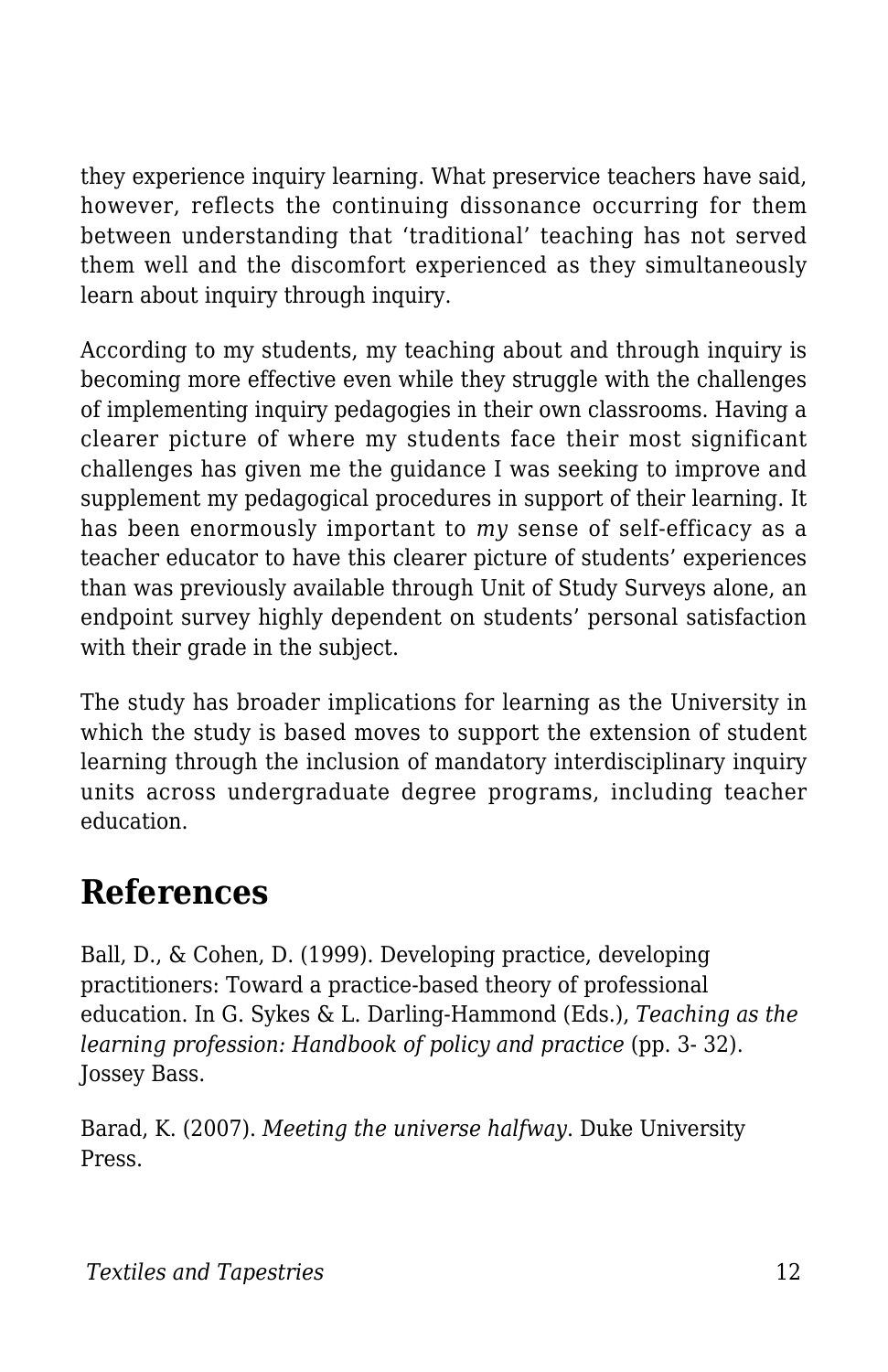they experience inquiry learning. What preservice teachers have said, however, reflects the continuing dissonance occurring for them between understanding that 'traditional' teaching has not served them well and the discomfort experienced as they simultaneously learn about inquiry through inquiry.

According to my students, my teaching about and through inquiry is becoming more effective even while they struggle with the challenges of implementing inquiry pedagogies in their own classrooms. Having a clearer picture of where my students face their most significant challenges has given me the guidance I was seeking to improve and supplement my pedagogical procedures in support of their learning. It has been enormously important to *my* sense of self-efficacy as a teacher educator to have this clearer picture of students' experiences than was previously available through Unit of Study Surveys alone, an endpoint survey highly dependent on students' personal satisfaction with their grade in the subject.

The study has broader implications for learning as the University in which the study is based moves to support the extension of student learning through the inclusion of mandatory interdisciplinary inquiry units across undergraduate degree programs, including teacher education.

## References

Ball, D., & Cohen, D. (1999). Developing practice, developing practitioners: Toward a practice-based theory of professional education. In G. Sykes & L. Darling-Hammond (Eds.), *Teaching as the learning profession: Handbook of policy and practice* (pp. 3- 32). Jossey Bass.

Barad, K. (2007). *Meeting the universe halfway*. Duke University Press.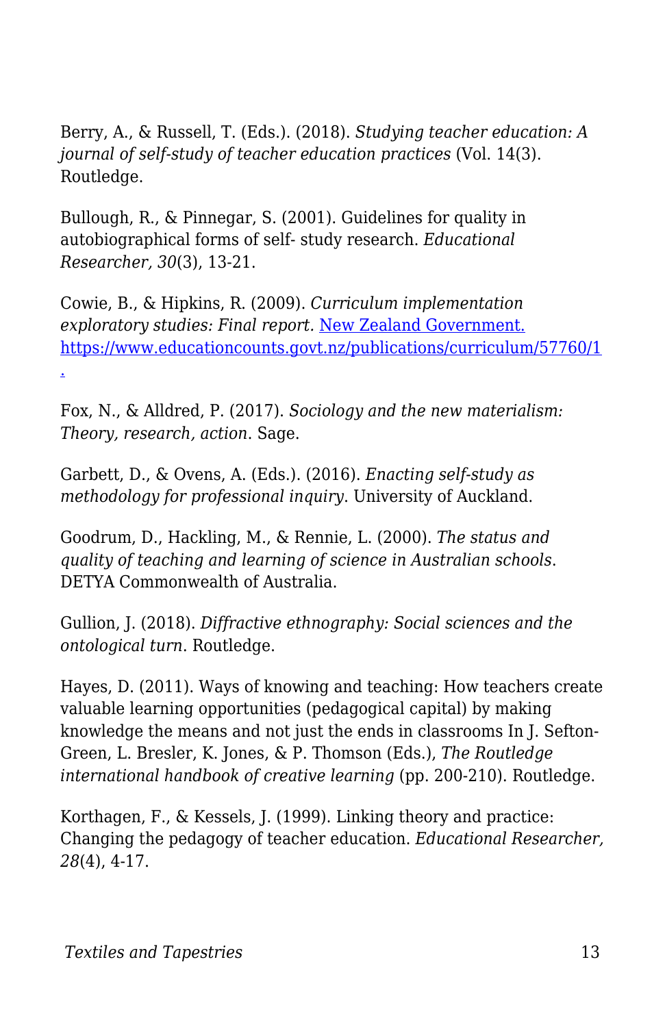Berry, A., & Russell, T. (Eds.). (2018). *Studying teacher education: A journal of self-study of teacher education practices* (Vol. 14(3). Routledge.

Bullough, R., & Pinnegar, S. (2001). Guidelines for quality in autobiographical forms of self- study research. *Educational Researcher, 30*(3), 13-21.

Cowie, B., & Hipkins, R. (2009). *Curriculum implementation exploratory studies: Final report.* [New Zealand Government.](https://www.educationcounts.govt.nz/publications/curriculum/57760/1) [https://www.educationcounts.govt.nz/publications/curriculum/57760/1](https://www.educationcounts.govt.nz/publications/curriculum/57760/1).

Fox, N., & Alldred, P. (2017). *Sociology and the new materialism: Theory, research, action*. Sage.

Garbett, D., & Ovens, A. (Eds.). (2016). *Enacting self-study as methodology for professional inquiry*. University of Auckland.

Goodrum, D., Hackling, M., & Rennie, L. (2000). *The status and quality of teaching and learning of science in Australian schools*. DETYA Commonwealth of Australia.

Gullion, J. (2018). *Diffractive ethnography: Social sciences and the ontological turn*. Routledge.

Hayes, D. (2011). Ways of knowing and teaching: How teachers create valuable learning opportunities (pedagogical capital) by making knowledge the means and not just the ends in classrooms In J. Sefton-Green, L. Bresler, K. Jones, & P. Thomson (Eds.), *The Routledge international handbook of creative learning* (pp. 200-210). Routledge.

Korthagen, F., & Kessels, J. (1999). Linking theory and practice: Changing the pedagogy of teacher education. *Educational Researcher, 28*(4), 4-17.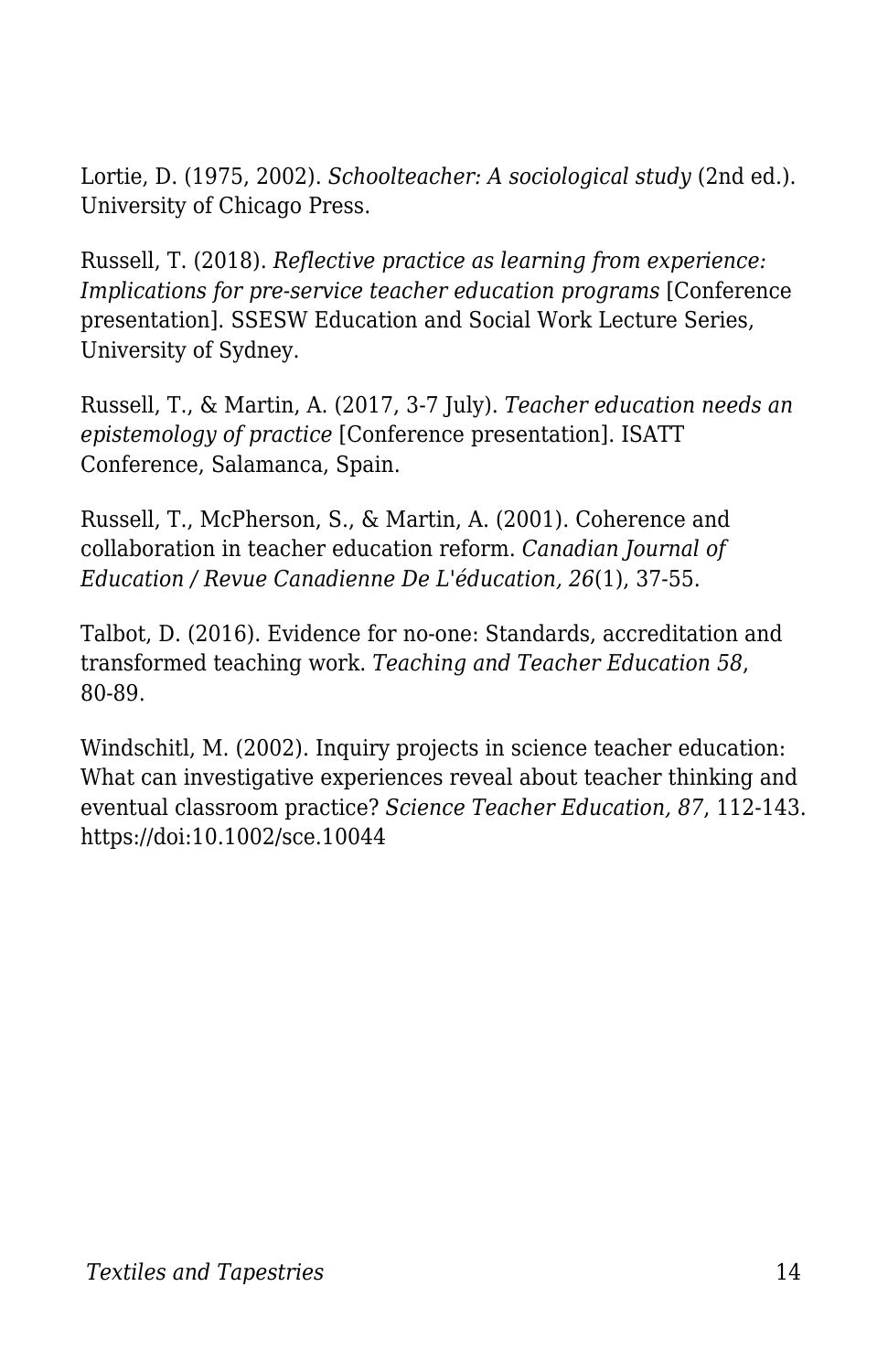Lortie, D. (1975, 2002). *Schoolteacher: A sociological study* (2nd ed.). University of Chicago Press.

Russell, T. (2018). *Reflective practice as learning from experience: Implications for pre-service teacher education programs* [Conference presentation]. SSESW Education and Social Work Lecture Series, University of Sydney.

Russell, T., & Martin, A. (2017, 3-7 July). *Teacher education needs an epistemology of practice* [Conference presentation]. ISATT Conference, Salamanca, Spain.

Russell, T., McPherson, S., & Martin, A. (2001). Coherence and collaboration in teacher education reform. *Canadian Journal of Education / Revue Canadienne De L'éducation, 26*(1), 37-55.

Talbot, D. (2016). Evidence for no-one: Standards, accreditation and transformed teaching work. *Teaching and Teacher Education 58*, 80-89.

Windschitl, M. (2002). Inquiry projects in science teacher education: What can investigative experiences reveal about teacher thinking and eventual classroom practice? *Science Teacher Education, 87*, 112-143. https://doi:10.1002/sce.10044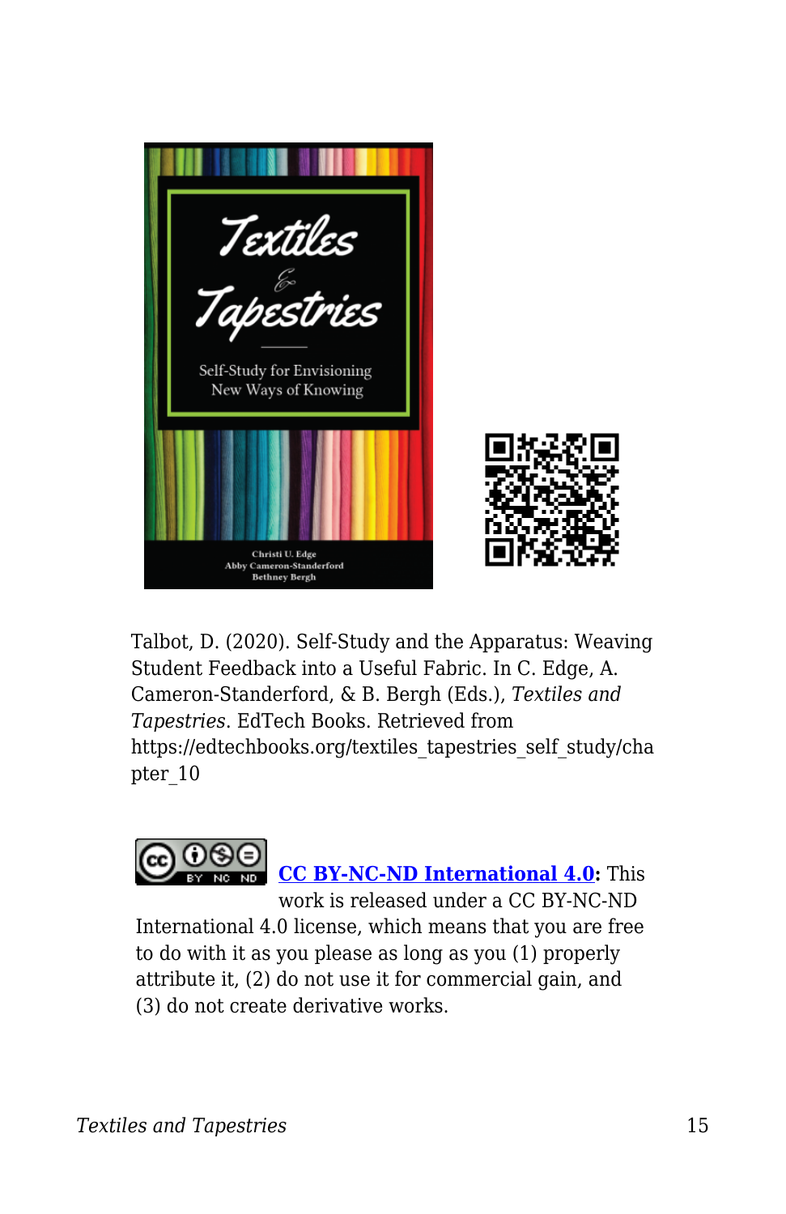Talbot, D. (2020). Self-Study and the Apparatus: Weaving Student Feedback into a Useful Fabric. In C. Edge, A. Cameron-Standerford, & B. Bergh (Eds.), *Textiles and Tapestries*. EdTech Books. Retrieved from https://edtechbooks.org/textiles_tapestries_self_study/chapter_10

**CC BY-NC-ND International 4.0:** This work is released under a CC BY-NC-ND International 4.0 license, which means that you are free to do with it as you please as long as you (1) properly attribute it, (2) do not use it for commercial gain, and (3) do not create derivative works.